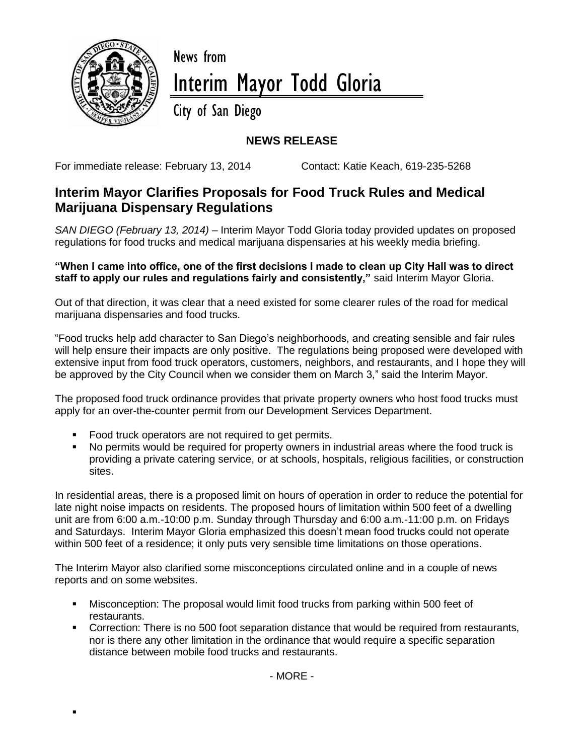News from

# Interim Mayor Todd Gloria

City of San Diego

**NEWS RELEASE**

For immediate release: February 13, 2014    Contact: Katie Keach, 619-235-5268

## Interim Mayor Clarifies Proposals for Food Truck Rules and Medical Marijuana Dispensary Regulations

*SAN DIEGO (February 13, 2014)* – Interim Mayor Todd Gloria today provided updates on proposed regulations for food trucks and medical marijuana dispensaries at his weekly media briefing.

**"When I came into office, one of the first decisions I made to clean up City Hall was to direct staff to apply our rules and regulations fairly and consistently,"** said Interim Mayor Gloria.

Out of that direction, it was clear that a need existed for some clearer rules of the road for medical marijuana dispensaries and food trucks.

"Food trucks help add character to San Diego's neighborhoods, and creating sensible and fair rules will help ensure their impacts are only positive. The regulations being proposed were developed with extensive input from food truck operators, customers, neighbors, and restaurants, and I hope they will be approved by the City Council when we consider them on March 3," said the Interim Mayor.

The proposed food truck ordinance provides that private property owners who host food trucks must apply for an over-the-counter permit from our Development Services Department.

- Food truck operators are not required to get permits.
- No permits would be required for property owners in industrial areas where the food truck is providing a private catering service, or at schools, hospitals, religious facilities, or construction sites.

In residential areas, there is a proposed limit on hours of operation in order to reduce the potential for late night noise impacts on residents. The proposed hours of limitation within 500 feet of a dwelling unit are from 6:00 a.m.-10:00 p.m. Sunday through Thursday and 6:00 a.m.-11:00 p.m. on Fridays and Saturdays. Interim Mayor Gloria emphasized this doesn't mean food trucks could not operate within 500 feet of a residence; it only puts very sensible time limitations on those operations.

The Interim Mayor also clarified some misconceptions circulated online and in a couple of news reports and on some websites.

- Misconception: The proposal would limit food trucks from parking within 500 feet of restaurants.
- Correction: There is no 500 foot separation distance that would be required from restaurants, nor is there any other limitation in the ordinance that would require a specific separation distance between mobile food trucks and restaurants.

- MORE -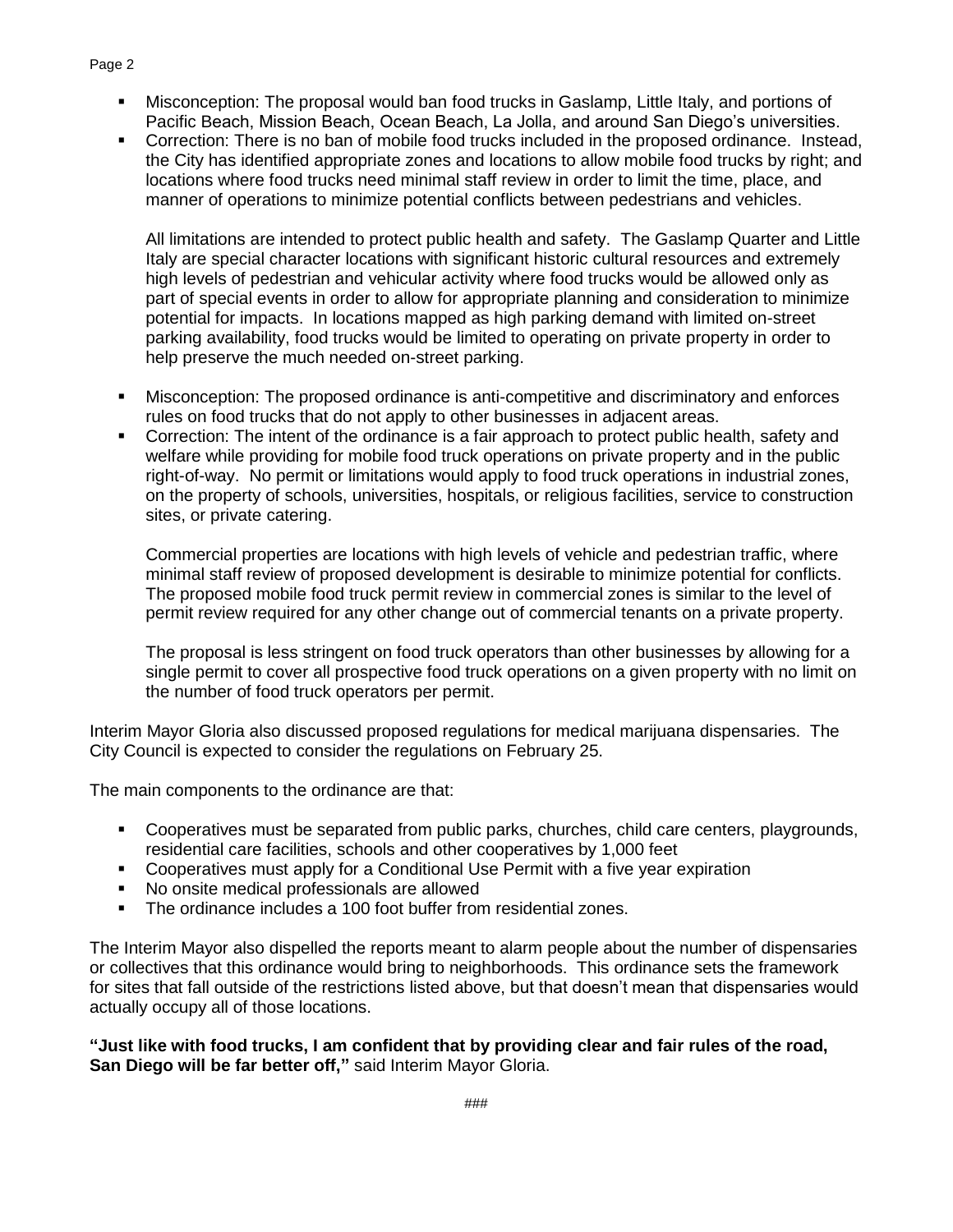- Misconception: The proposal would ban food trucks in Gaslamp, Little Italy, and portions of Pacific Beach, Mission Beach, Ocean Beach, La Jolla, and around San Diego's universities.
- Correction: There is no ban of mobile food trucks included in the proposed ordinance. Instead, the City has identified appropriate zones and locations to allow mobile food trucks by right; and locations where food trucks need minimal staff review in order to limit the time, place, and manner of operations to minimize potential conflicts between pedestrians and vehicles.

  All limitations are intended to protect public health and safety. The Gaslamp Quarter and Little Italy are special character locations with significant historic cultural resources and extremely high levels of pedestrian and vehicular activity where food trucks would be allowed only as part of special events in order to allow for appropriate planning and consideration to minimize potential for impacts. In locations mapped as high parking demand with limited on-street parking availability, food trucks would be limited to operating on private property in order to help preserve the much needed on-street parking.

- Misconception: The proposed ordinance is anti-competitive and discriminatory and enforces rules on food trucks that do not apply to other businesses in adjacent areas.
- Correction: The intent of the ordinance is a fair approach to protect public health, safety and welfare while providing for mobile food truck operations on private property and in the public right-of-way. No permit or limitations would apply to food truck operations in industrial zones, on the property of schools, universities, hospitals, or religious facilities, service to construction sites, or private catering.

  Commercial properties are locations with high levels of vehicle and pedestrian traffic, where minimal staff review of proposed development is desirable to minimize potential for conflicts. The proposed mobile food truck permit review in commercial zones is similar to the level of permit review required for any other change out of commercial tenants on a private property.

  The proposal is less stringent on food truck operators than other businesses by allowing for a single permit to cover all prospective food truck operations on a given property with no limit on the number of food truck operators per permit.

Interim Mayor Gloria also discussed proposed regulations for medical marijuana dispensaries. The City Council is expected to consider the regulations on February 25.

The main components to the ordinance are that:

- Cooperatives must be separated from public parks, churches, child care centers, playgrounds, residential care facilities, schools and other cooperatives by 1,000 feet
- Cooperatives must apply for a Conditional Use Permit with a five year expiration
- No onsite medical professionals are allowed
- The ordinance includes a 100 foot buffer from residential zones.

The Interim Mayor also dispelled the reports meant to alarm people about the number of dispensaries or collectives that this ordinance would bring to neighborhoods. This ordinance sets the framework for sites that fall outside of the restrictions listed above, but that doesn't mean that dispensaries would actually occupy all of those locations.

**"Just like with food trucks, I am confident that by providing clear and fair rules of the road, San Diego will be far better off,"** said Interim Mayor Gloria.

###